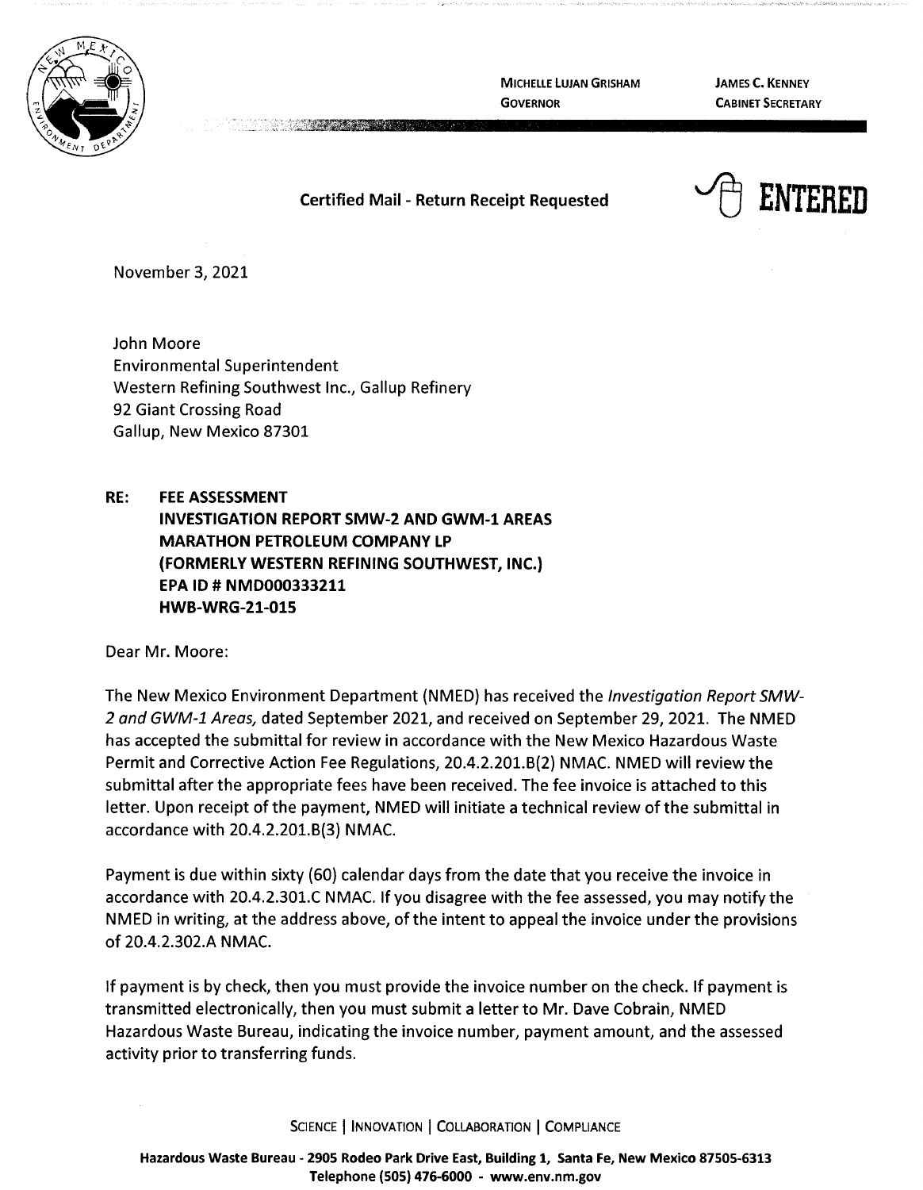MICHELLE LUJAN GRISHAM
GOVERNOR

JAMES C. KENNEY
CABINET SECRETARY

**Certified Mail - Return Receipt Requested**

**ENTERED**

November 3, 2021

John Moore
Environmental Superintendent
Western Refining Southwest Inc., Gallup Refinery
92 Giant Crossing Road
Gallup, New Mexico 87301

**RE: FEE ASSESSMENT**
**INVESTIGATION REPORT SMW-2 AND GWM-1 AREAS**
**MARATHON PETROLEUM COMPANY LP**
**(FORMERLY WESTERN REFINING SOUTHWEST, INC.)**
**EPA ID # NMD000333211**
**HWB-WRG-21-015**

Dear Mr. Moore:

The New Mexico Environment Department (NMED) has received the *Investigation Report SMW-2 and GWM-1 Areas,* dated September 2021, and received on September 29, 2021. The NMED has accepted the submittal for review in accordance with the New Mexico Hazardous Waste Permit and Corrective Action Fee Regulations, 20.4.2.201.B(2) NMAC. NMED will review the submittal after the appropriate fees have been received. The fee invoice is attached to this letter. Upon receipt of the payment, NMED will initiate a technical review of the submittal in accordance with 20.4.2.201.B(3) NMAC.

Payment is due within sixty (60) calendar days from the date that you receive the invoice in accordance with 20.4.2.301.C NMAC. If you disagree with the fee assessed, you may notify the NMED in writing, at the address above, of the intent to appeal the invoice under the provisions of 20.4.2.302.A NMAC.

If payment is by check, then you must provide the invoice number on the check. If payment is transmitted electronically, then you must submit a letter to Mr. Dave Cobrain, NMED Hazardous Waste Bureau, indicating the invoice number, payment amount, and the assessed activity prior to transferring funds.

SCIENCE | INNOVATION | COLLABORATION | COMPLIANCE

**Hazardous Waste Bureau - 2905 Rodeo Park Drive East, Building 1, Santa Fe, New Mexico 87505-6313**
**Telephone (505) 476-6000 - www.env.nm.gov**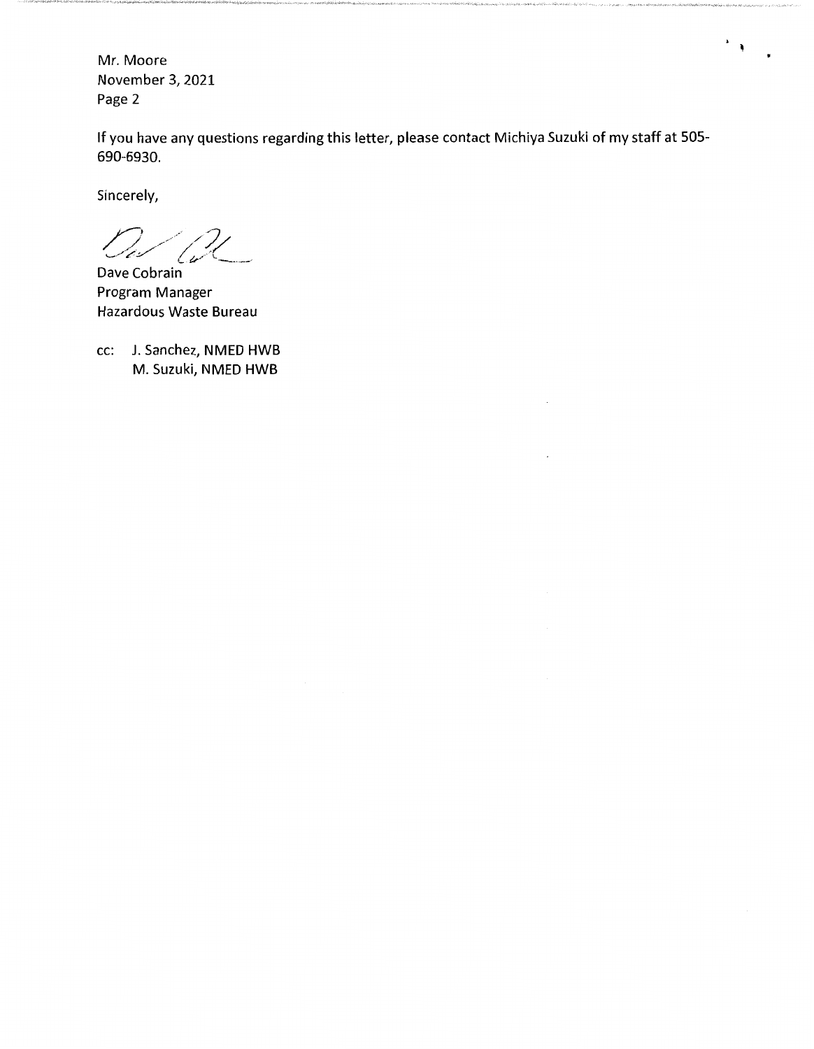Mr. Moore
November 3, 2021
Page 2

If you have any questions regarding this letter, please contact Michiya Suzuki of my staff at 505-690-6930.

Sincerely,

Dave Cobrain
Program Manager
Hazardous Waste Bureau

cc: J. Sanchez, NMED HWB
M. Suzuki, NMED HWB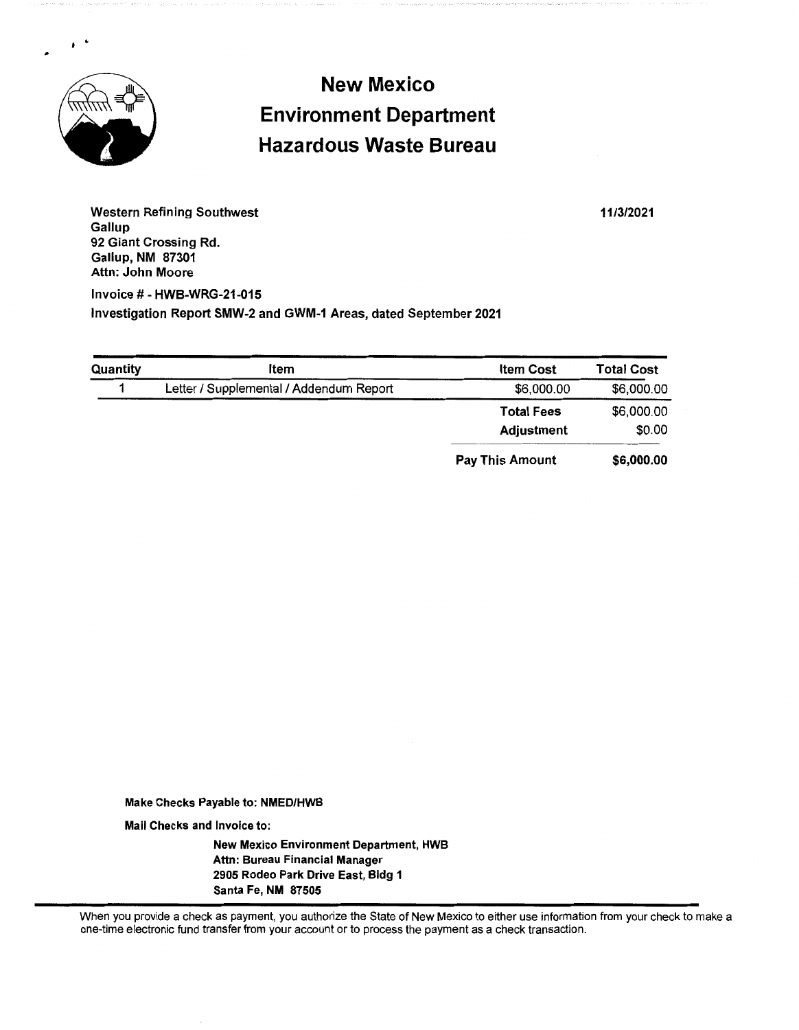# New Mexico Environment Department Hazardous Waste Bureau

**Western Refining Southwest**
**Gallup**
**92 Giant Crossing Rd.**
**Gallup, NM 87301**
**Attn: John Moore**

**11/3/2021**

**Invoice # - HWB-WRG-21-015**

**Investigation Report SMW-2 and GWM-1 Areas, dated September 2021**

| Quantity | Item | Item Cost | Total Cost |
|---|---|---|---|
| 1 | Letter / Supplemental / Addendum Report | $6,000.00 | $6,000.00 |
| | | **Total Fees** | $6,000.00 |
| | | **Adjustment** | $0.00 |
| | | **Pay This Amount** | **$6,000.00** |

**Make Checks Payable to: NMED/HWB**

**Mail Checks and Invoice to:**

**New Mexico Environment Department, HWB**
**Attn: Bureau Financial Manager**
**2905 Rodeo Park Drive East, Bldg 1**
**Santa Fe, NM 87505**

When you provide a check as payment, you authorize the State of New Mexico to either use information from your check to make a one-time electronic fund transfer from your account or to process the payment as a check transaction.